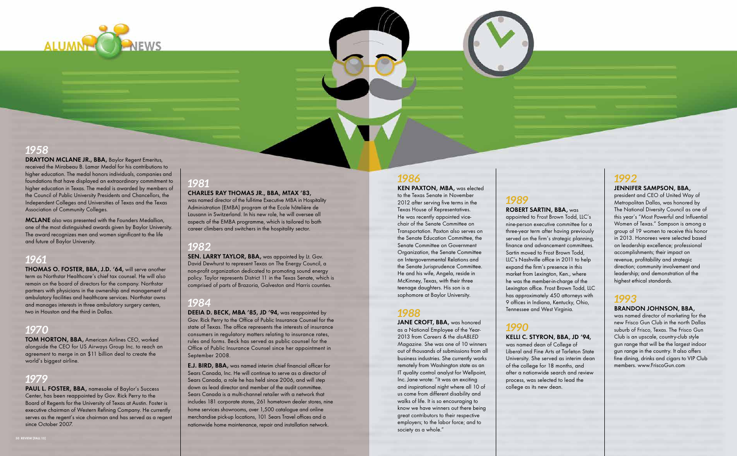# ALUMNI NEWS

## 1958

**DRAYTON MCLANE JR., BBA,** Baylor Regent Emeritus, received the Mirabeau B. Lamar Medal for his contributions to higher education. The medal honors individuals, companies and foundations that have displayed an extraordinary commitment to higher education in Texas. The medal is awarded by members of the Council of Public University Presidents and Chancellors, the Independent Colleges and Universities of Texas and the Texas Association of Community Colleges.

**MCLANE** also was presented with the Founders Medallion, one of the most distinguished awards given by Baylor University. The award recognizes men and women significant to the life and future of Baylor University.

## 1961

**THOMAS O. FOSTER, BBA, J.D. '64,** will serve another term as Northstar Healthcare's chief tax counsel. He will also remain on the board of directors for the company. Northstar partners with physicians in the ownership and management of ambulatory facilities and healthcare services. Northstar owns and manages interests in three ambulatory surgery centers, two in Houston and the third in Dallas.

## 1970

**TOM HORTON, BBA,** American Airlines CEO, worked alongside the CEO for US Airways Group Inc. to reach an agreement to merge in an $11 billion deal to create the world's biggest airline.

## 1979

**PAUL L. FOSTER, BBA,** namesake of Baylor's Success Center, has been reappointed by Gov. Rick Perry to the Board of Regents for the University of Texas at Austin. Foster is executive chairman of Western Refining Company. He currently serves as the regent's vice chairman and has served as a regent since October 2007.

## 1981

**CHARLES RAY THOMAS JR., BBA, MTAX '83,** was named director of the full-time Executive MBA in Hospitality Administration (EMBA) program at the Ecole hôtelière de Lausanne in Switzerland. In his new role, he will oversee all aspects of the EMBA programme, which is tailored to both career climbers and switchers in the hospitality sector.

## 1982

**SEN. LARRY TAYLOR, BBA,** was appointed by Lt. Gov. David Dewhurst to represent Texas on The Energy Council, a non-profit organization dedicated to promoting sound energy policy. Taylor represents District 11 in the Texas Senate, which is comprised of parts of Brazoria, Galveston and Harris counties.

## 1984

**DEEIA D. BECK, MBA '85, JD '94,** was reappointed by Gov. Rick Perry to the Office of Public Insurance Counsel for the state of Texas. The office represents the interests of insurance consumers in regulatory matters relating to insurance rates, rules and forms. Beck has served as public counsel for the Office of Public Insurance Counsel since her appointment in September 2008.

**E.J. BIRD, BBA,** was named interim chief financial officer for Sears Canada, Inc. He will continue to serve as a director of Sears Canada, a role he has held since 2006, and will step down as lead director and member of the audit committee. Sears Canada is a multi-channel retailer with a network that includes 181 corporate stores, 261 hometown dealer stores, nine home services showrooms, over 1,500 catalogue and online merchandise pick-up locations, 101 Sears Travel offices and a nationwide home maintenance, repair and installation network.

## 1986

**KEN PAXTON, MBA,** was elected to the Texas Senate in November 2012 after serving five terms in the Texas House of Representatives. He was recently appointed vice-chair of the Senate Committee on Transportation. Paxton also serves on the Senate Education Committee, the Senate Committee on Government Organization, the Senate Committee on Intergovernmental Relations and the Senate Jurisprudence Committee. He and his wife, Angela, reside in McKinney, Texas, with their three teenage daughters. His son is a sophomore at Baylor University.

## 1988

**JANE CROFT, BBA,** was honored as a National Employee of the Year-2013 from *Careers & the disABLED Magazine.* She was one of 10 winners out of thousands of submissions from all business industries. She currently works remotely from Washington state as an IT quality control analyst for Wellpoint, Inc. Jane wrote: "It was an exciting and inspirational night where all 10 of us come from different disability and walks of life. It is so encouraging to know we have winners out there being great contributors to their respective employers; to the labor force; and to society as a whole."

## 1989

**ROBERT SARTIN, BBA,** was appointed to Frost Brown Todd, LLC's nine-person executive committee for a three-year term after having previously served on the firm's strategic planning, finance and advancement committees. Sartin moved to Frost Brown Todd, LLC's Nashville office in 2011 to help expand the firm's presence in this market from Lexington, Ken., where he was the member-in-charge of the Lexington office. Frost Brown Todd, LLC has approximately 450 attorneys with 9 offices in Indiana, Kentucky, Ohio, Tennessee and West Virginia.

## 1990

**KELLI C. STYRON, BBA, JD '94,** was named dean of College of Liberal and Fine Arts at Tarleton State University. She served as interim dean of the college for 18 months, and after a nationwide search and review process, was selected to lead the college as its new dean.

## 1992

**JENNIFER SAMPSON, BBA,** president and CEO of United Way of Metropolitan Dallas, was honored by The National Diversity Council as one of this year's "Most Powerful and Influential Women of Texas." Sampson is among a group of 19 women to receive this honor in 2013. Honorees were selected based on leadership excellence; professional accomplishments; their impact on revenue, profitability and strategic direction; community involvement and leadership; and demonstration of the highest ethical standards.

## 1993

**BRANDON JOHNSON, BBA,** was named director of marketing for the new Frisco Gun Club in the north Dallas suburb of Frisco, Texas. The Frisco Gun Club is an upscale, country-club style gun range that will be the largest indoor gun range in the country. It also offers fine dining, drinks and cigars to VIP Club members. www.FriscoGun.com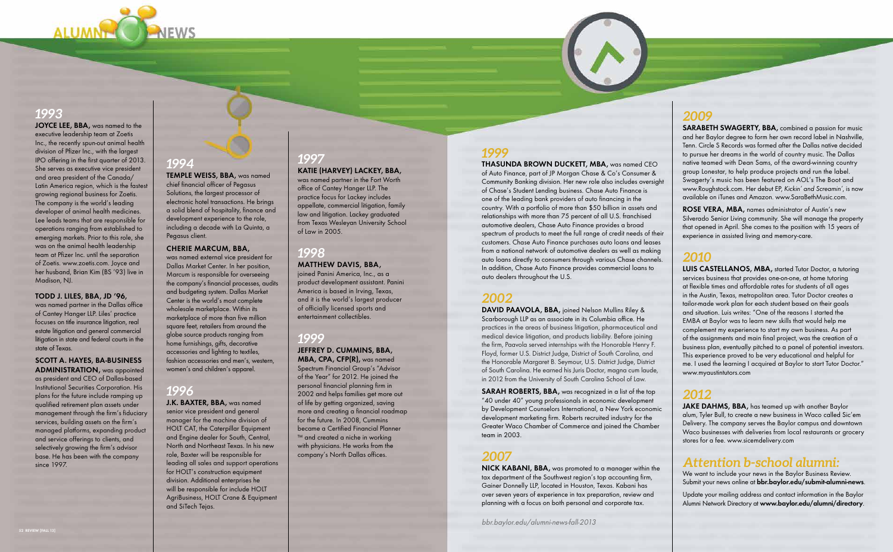# ALUMNI NEWS

## 1993

**JOYCE LEE, BBA,** was named to the executive leadership team at Zoetis Inc., the recently spun-out animal health division of Pfizer Inc., with the largest IPO offering in the first quarter of 2013. She serves as executive vice president and area president of the Canada/ Latin America region, which is the fastest growing regional business for Zoetis. The company is the world's leading developer of animal health medicines. Lee leads teams that are responsible for operations ranging from established to emerging markets. Prior to this role, she was on the animal health leadership team at Pfizer Inc. until the separation of Zoetis. www.zoetis.com. Joyce and her husband, Brian Kim (BS '93) live in Madison, NJ.

**TODD J. LILES, BBA, JD '96,** was named partner in the Dallas office of Cantey Hanger LLP. Liles' practice focuses on title insurance litigation, real estate litigation and general commercial litigation in state and federal courts in the state of Texas.

**SCOTT A. HAYES, BA-BUSINESS ADMINISTRATION,** was appointed as president and CEO of Dallas-based Institutional Securities Corporation. His plans for the future include ramping up qualified retirement plan assets under management through the firm's fiduciary services, building assets on the firm's managed platforms, expanding product and service offerings to clients, and selectively growing the firm's advisor base. He has been with the company since 1997.

## 1994

**TEMPLE WEISS, BBA,** was named chief financial officer of Pegasus Solutions, the largest processor of electronic hotel transactions. He brings a solid blend of hospitality, finance and development experience to the role, including a decade with La Quinta, a Pegasus client.

**CHERIE MARCUM, BBA,** was named external vice president for Dallas Market Center. In her position, Marcum is responsible for overseeing the company's financial processes, audits and budgeting system. Dallas Market Center is the world's most complete wholesale marketplace. Within its marketplace of more than five million square feet, retailers from around the globe source products ranging from home furnishings, gifts, decorative accessories and lighting to textiles, fashion accessories and men's, western, women's and children's apparel.

## 1996

**J.K. BAXTER, BBA,** was named senior vice president and general manager for the machine division of HOLT CAT, the Caterpillar Equipment and Engine dealer for South, Central, North and Northeast Texas. In his new role, Baxter will be responsible for leading all sales and support operations for HOLT's construction equipment division. Additional enterprises he will be responsible for include HOLT AgriBusiness, HOLT Crane & Equipment and SiTech Tejas.

## 1997

**KATIE (HARVEY) LACKEY, BBA,** was named partner in the Fort Worth office of Cantey Hanger LLP. The practice focus for Lackey includes appellate, commercial litigation, family law and litigation. Lackey graduated from Texas Wesleyan University School of Law in 2005.

## 1998

**MATTHEW DAVIS, BBA,** joined Panini America, Inc., as a product development assistant. Panini America is based in Irving, Texas, and it is the world's largest producer of officially licensed sports and entertainment collectibles.

## 1999

**JEFFREY D. CUMMINS, BBA, MBA, CPA, CFP(R),** was named Spectrum Financial Group's "Advisor of the Year" for 2012. He joined the personal financial planning firm in 2002 and helps families get more out of life by getting organized, saving more and creating a financial roadmap for the future. In 2008, Cummins became a Certified Financial Planner ™ and created a niche in working with physicians. He works from the company's North Dallas offices.

## 1999

**THASUNDA BROWN DUCKETT, MBA,** was named CEO of Auto Finance, part of JP Morgan Chase & Co's Consumer & Community Banking division. Her new role also includes oversight of Chase's Student Lending business. Chase Auto Finance is one of the leading bank providers of auto financing in the country. With a portfolio of more than $50 billion in assets and relationships with more than 75 percent of all U.S. franchised automotive dealers, Chase Auto Finance provides a broad spectrum of products to meet the full range of credit needs of their customers. Chase Auto Finance purchases auto loans and leases from a national network of automotive dealers as well as making auto loans directly to consumers through various Chase channels. In addition, Chase Auto Finance provides commercial loans to auto dealers throughout the U.S.

## 2002

**DAVID PAAVOLA, BBA,** joined Nelson Mullins Riley & Scarborough LLP as an associate in its Columbia office. He practices in the areas of business litigation, pharmaceutical and medical device litigation, and products liability. Before joining the firm, Paavola served internships with the Honorable Henry F. Floyd, former U.S. District Judge, District of South Carolina, and the Honorable Margaret B. Seymour, U.S. District Judge, District of South Carolina. He earned his Juris Doctor, magna cum laude, in 2012 from the University of South Carolina School of Law.

**SARAH ROBERTS, BBA,** was recognized in a list of the top "40 under 40" young professionals in economic development by Development Counselors International, a New York economic development marketing firm. Roberts recruited industry for the Greater Waco Chamber of Commerce and joined the Chamber team in 2003.

## 2007

**NICK KABANI, BBA,** was promoted to a manager within the tax department of the Southwest region's top accounting firm, Gainer Donnelly LLP, located in Houston, Texas. Kabani has over seven years of experience in tax preparation, review and planning with a focus on both personal and corporate tax.

*bbr.baylor.edu/alumni-news-fall-2013*

## 2009

**SARABETH SWAGERTY, BBA,** combined a passion for music and her Baylor degree to form her own record label in Nashville, Tenn. Circle S Records was formed after the Dallas native decided to pursue her dreams in the world of country music. The Dallas native teamed with Dean Sams, of the award-winning country group Lonestar, to help produce projects and run the label. Swagerty's music has been featured on AOL's The Boot and www.Roughstock.com. Her debut EP, *Kickin' and Screamin'*, is now available on iTunes and Amazon. www.SaraBethMusic.com.

**ROSE VERA, MBA,** names administrator of Austin's new Silverado Senior Living community. She will manage the property that opened in April. She comes to the position with 15 years of experience in assisted living and memory-care.

## 2010

**LUIS CASTELLANOS, MBA,** started Tutor Doctor, a tutoring services business that provides one-on-one, at home tutoring at flexible times and affordable rates for students of all ages in the Austin, Texas, metropolitan area. Tutor Doctor creates a tailor-made work plan for each student based on their goals and situation. Luis writes: "One of the reasons I started the EMBA at Baylor was to learn new skills that would help me complement my experience to start my own business. As part of the assignments and main final project, was the creation of a business plan, eventually pitched to a panel of potential investors. This experience proved to be very educational and helpful for me. I used the learning I acquired at Baylor to start Tutor Doctor." www.myaustintutors.com

## 2012

**JAKE DAHMS, BBA,** has teamed up with another Baylor alum, Tyler Bull, to create a new business in Waco called Sic'em Delivery. The company serves the Baylor campus and downtown Waco businesses with deliveries from local restaurants or grocery stores for a fee. www.sicemdelivery.com

## *Attention b-school alumni:*

We want to include your news in the Baylor Business Review. Submit your news online at **bbr.baylor.edu/submit-alumni-news**.

Update your mailing address and contact information in the Baylor Alumni Network Directory at **www.baylor.edu/alumni/directory**.